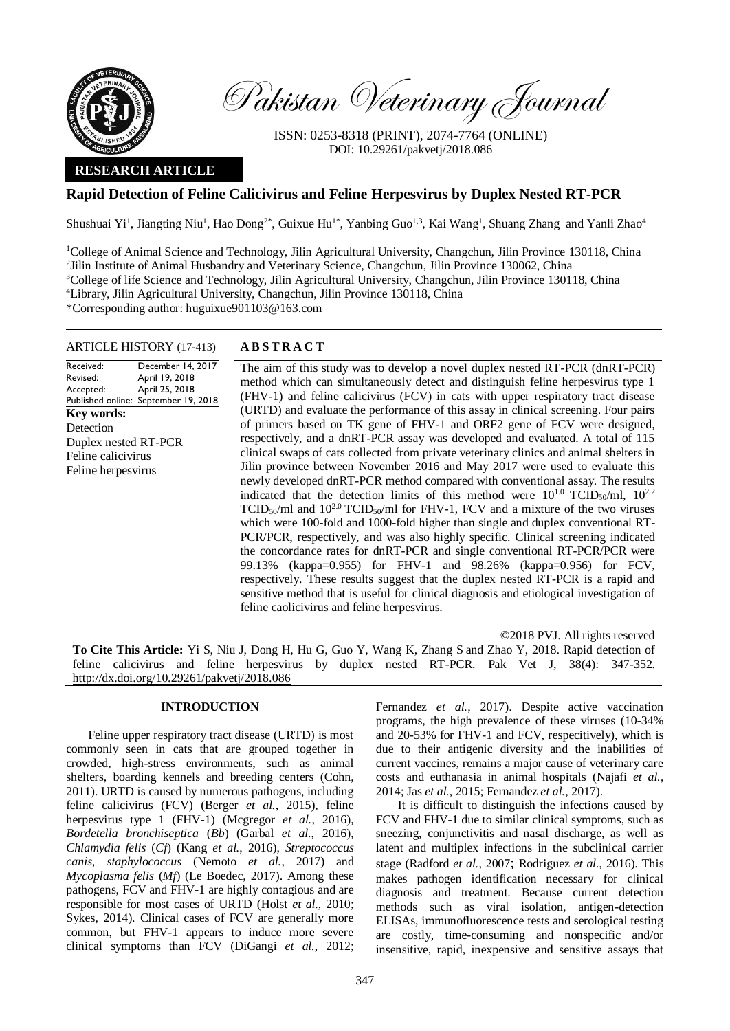Pakistan Veterinary Journal

ISSN: 0253-8318 (PRINT), 2074-7764 (ONLINE)
DOI: 10.29261/pakvetj/2018.086

**RESEARCH ARTICLE**

# Rapid Detection of Feline Calicivirus and Feline Herpesvirus by Duplex Nested RT-PCR

Shushuai Yi[1], Jiangting Niu[1], Hao Dong[2*], Guixue Hu[1*], Yanbing Guo[1,3], Kai Wang[1], Shuang Zhang[1] and Yanli Zhao[4]

[1]College of Animal Science and Technology, Jilin Agricultural University, Changchun, Jilin Province 130118, China
[2]Jilin Institute of Animal Husbandry and Veterinary Science, Changchun, Jilin Province 130062, China
[3]College of life Science and Technology, Jilin Agricultural University, Changchun, Jilin Province 130118, China
[4]Library, Jilin Agricultural University, Changchun, Jilin Province 130118, China
*Corresponding author: huguixue901103@163.com

**ARTICLE HISTORY** (17-413)

| | |
|---|---|
| Received: | December 14, 2017 |
| Revised: | April 19, 2018 |
| Accepted: | April 25, 2018 |
| Published online: | September 19, 2018 |

**Key words:**
Detection
Duplex nested RT-PCR
Feline calicivirus
Feline herpesvirus

## ABSTRACT

The aim of this study was to develop a novel duplex nested RT-PCR (dnRT-PCR) method which can simultaneously detect and distinguish feline herpesvirus type 1 (FHV-1) and feline calicivirus (FCV) in cats with upper respiratory tract disease (URTD) and evaluate the performance of this assay in clinical screening. Four pairs of primers based on TK gene of FHV-1 and ORF2 gene of FCV were designed, respectively, and a dnRT-PCR assay was developed and evaluated. A total of 115 clinical swaps of cats collected from private veterinary clinics and animal shelters in Jilin province between November 2016 and May 2017 were used to evaluate this newly developed dnRT-PCR method compared with conventional assay. The results indicated that the detection limits of this method were $10^{1.0}$ $TCID_{50}$/ml, $10^{2.2}$ $TCID_{50}$/ml and $10^{2.0}$ $TCID_{50}$/ml for FHV-1, FCV and a mixture of the two viruses which were 100-fold and 1000-fold higher than single and duplex conventional RT-PCR/PCR, respectively, and was also highly specific. Clinical screening indicated the concordance rates for dnRT-PCR and single conventional RT-PCR/PCR were 99.13% (kappa=0.955) for FHV-1 and 98.26% (kappa=0.956) for FCV, respectively. These results suggest that the duplex nested RT-PCR is a rapid and sensitive method that is useful for clinical diagnosis and etiological investigation of feline caolicivirus and feline herpesvirus.

©2018 PVJ. All rights reserved

**To Cite This Article:** Yi S, Niu J, Dong H, Hu G, Guo Y, Wang K, Zhang S and Zhao Y, 2018. Rapid detection of feline calicivirus and feline herpesvirus by duplex nested RT-PCR. Pak Vet J, 38(4): 347-352. http://dx.doi.org/10.29261/pakvetj/2018.086

## INTRODUCTION

Feline upper respiratory tract disease (URTD) is most commonly seen in cats that are grouped together in crowded, high-stress environments, such as animal shelters, boarding kennels and breeding centers (Cohn, 2011). URTD is caused by numerous pathogens, including feline calicivirus (FCV) (Berger *et al.*, 2015), feline herpesvirus type 1 (FHV-1) (Mcgregor *et al.*, 2016), *Bordetella bronchiseptica* (*Bb*) (Garbal *et al.*, 2016), *Chlamydia felis* (*Cf*) (Kang *et al.*, 2016), *Streptococcus canis*, *staphylococcus* (Nemoto *et al.*, 2017) and *Mycoplasma felis* (*Mf*) (Le Boedec, 2017). Among these pathogens, FCV and FHV-1 are highly contagious and are responsible for most cases of URTD (Holst *et al.*, 2010; Sykes, 2014). Clinical cases of FCV are generally more common, but FHV-1 appears to induce more severe clinical symptoms than FCV (DiGangi *et al.*, 2012; Fernandez *et al.*, 2017). Despite active vaccination programs, the high prevalence of these viruses (10-34% and 20-53% for FHV-1 and FCV, respectively), which is due to their antigenic diversity and the inabilities of current vaccines, remains a major cause of veterinary care costs and euthanasia in animal hospitals (Najafi *et al.*, 2014; Jas *et al.*, 2015; Fernandez *et al.*, 2017).

It is difficult to distinguish the infections caused by FCV and FHV-1 due to similar clinical symptoms, such as sneezing, conjunctivitis and nasal discharge, as well as latent and multiplex infections in the subclinical carrier stage (Radford *et al.*, 2007; Rodriguez *et al.*, 2016). This makes pathogen identification necessary for clinical diagnosis and treatment. Because current detection methods such as viral isolation, antigen-detection ELISAs, immunofluorescence tests and serological testing are costly, time-consuming and nonspecific and/or insensitive, rapid, inexpensive and sensitive assays that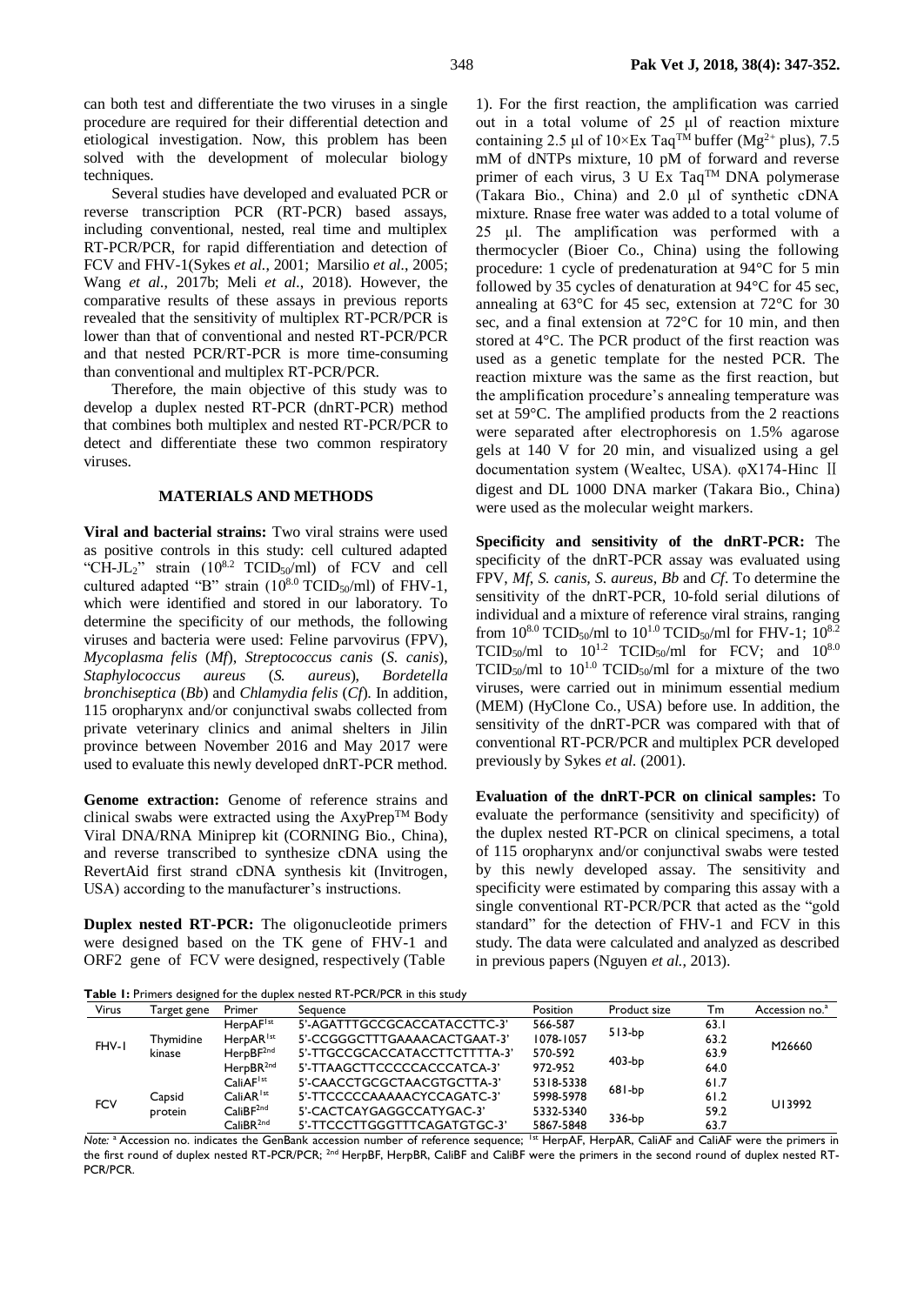can both test and differentiate the two viruses in a single procedure are required for their differential detection and etiological investigation. Now, this problem has been solved with the development of molecular biology techniques.

Several studies have developed and evaluated PCR or reverse transcription PCR (RT-PCR) based assays, including conventional, nested, real time and multiplex RT-PCR/PCR, for rapid differentiation and detection of FCV and FHV-1(Sykes *et al.*, 2001; Marsilio *et al.*, 2005; Wang *et al.*, 2017b; Meli *et al.*, 2018). However, the comparative results of these assays in previous reports revealed that the sensitivity of multiplex RT-PCR/PCR is lower than that of conventional and nested RT-PCR/PCR and that nested PCR/RT-PCR is more time-consuming than conventional and multiplex RT-PCR/PCR.

Therefore, the main objective of this study was to develop a duplex nested RT-PCR (dnRT-PCR) method that combines both multiplex and nested RT-PCR/PCR to detect and differentiate these two common respiratory viruses.

## MATERIALS AND METHODS

**Viral and bacterial strains:** Two viral strains were used as positive controls in this study: cell cultured adapted "CH-JL$_2$" strain ($10^{8.2}$ $TCID_{50}$/ml) of FCV and cell cultured adapted "B" strain ($10^{8.0}$ $TCID_{50}$/ml) of FHV-1, which were identified and stored in our laboratory. To determine the specificity of our methods, the following viruses and bacteria were used: Feline parvovirus (FPV), *Mycoplasma felis* (*Mf*), *Streptococcus canis* (*S. canis*), *Staphylococcus aureus* (*S. aureus*), *Bordetella bronchiseptica* (*Bb*) and *Chlamydia felis* (*Cf*). In addition, 115 oropharynx and/or conjunctival swabs collected from private veterinary clinics and animal shelters in Jilin province between November 2016 and May 2017 were used to evaluate this newly developed dnRT-PCR method.

**Genome extraction:** Genome of reference strains and clinical swabs were extracted using the AxyPrep™ Body Viral DNA/RNA Miniprep kit (CORNING Bio., China), and reverse transcribed to synthesize cDNA using the RevertAid first strand cDNA synthesis kit (Invitrogen, USA) according to the manufacturer's instructions.

**Duplex nested RT-PCR:** The oligonucleotide primers were designed based on the TK gene of FHV-1 and ORF2 gene of FCV were designed, respectively (Table 1). For the first reaction, the amplification was carried out in a total volume of 25 µl of reaction mixture containing 2.5 µl of 10×Ex Taq™ buffer ($Mg^{2+}$ plus), 7.5 mM of dNTPs mixture, 10 pM of forward and reverse primer of each virus, 3 U Ex Taq™ DNA polymerase (Takara Bio., China) and 2.0 µl of synthetic cDNA mixture. Rnase free water was added to a total volume of 25 µl. The amplification was performed with a thermocycler (Bioer Co., China) using the following procedure: 1 cycle of predenaturation at 94°C for 5 min followed by 35 cycles of denaturation at 94°C for 45 sec, annealing at 63°C for 45 sec, extension at 72°C for 30 sec, and a final extension at 72°C for 10 min, and then stored at 4°C. The PCR product of the first reaction was used as a genetic template for the nested PCR. The reaction mixture was the same as the first reaction, but the amplification procedure's annealing temperature was set at 59°C. The amplified products from the 2 reactions were separated after electrophoresis on 1.5% agarose gels at 140 V for 20 min, and visualized using a gel documentation system (Wealtec, USA). φX174-Hinc Ⅱ digest and DL 1000 DNA marker (Takara Bio., China) were used as the molecular weight markers.

**Specificity and sensitivity of the dnRT-PCR:** The specificity of the dnRT-PCR assay was evaluated using FPV, *Mf*, *S. canis*, *S. aureus*, *Bb* and *Cf*. To determine the sensitivity of the dnRT-PCR, 10-fold serial dilutions of individual and a mixture of reference viral strains, ranging from $10^{8.0}$ $TCID_{50}$/ml to $10^{1.0}$ $TCID_{50}$/ml for FHV-1; $10^{8.2}$ $TCID_{50}$/ml to $10^{1.2}$ $TCID_{50}$/ml for FCV; and $10^{8.0}$ $TCID_{50}$/ml to $10^{1.0}$ $TCID_{50}$/ml for a mixture of the two viruses, were carried out in minimum essential medium (MEM) (HyClone Co., USA) before use. In addition, the sensitivity of the dnRT-PCR was compared with that of conventional RT-PCR/PCR and multiplex PCR developed previously by Sykes *et al.* (2001).

**Evaluation of the dnRT-PCR on clinical samples:** To evaluate the performance (sensitivity and specificity) of the duplex nested RT-PCR on clinical specimens, a total of 115 oropharynx and/or conjunctival swabs were tested by this newly developed assay. The sensitivity and specificity were estimated by comparing this assay with a single conventional RT-PCR/PCR that acted as the "gold standard" for the detection of FHV-1 and FCV in this study. The data were calculated and analyzed as described in previous papers (Nguyen *et al.*, 2013).

**Table 1:** Primers designed for the duplex nested RT-PCR/PCR in this study

| Virus | Target gene | Primer | Sequence | Position | Product size | Tm | Accession no.[a] |
|---|---|---|---|---|---|---|---|
| FHV-1 | Thymidine kinase | HerpAF[1st] | 5'-AGATTTGCCGCACCATACCTTC-3' | 566-587 | 513-bp | 63.1 | M26660 |
| | | HerpAR[1st] | 5'-CCGGGCTTTGAAAACACTGAAT-3' | 1078-1057 | | 63.2 | |
| | | HerpBF[2nd] | 5'-TTGCCGCACCATACCTTCTTTTA-3' | 570-592 | 403-bp | 63.9 | |
| | | HerpBR[2nd] | 5'-TTAAGCTTCCCCCACCCATCA-3' | 972-952 | | 64.0 | |
| FCV | Capsid protein | CaliAF[1st] | 5'-CAACCTGCGCTAACGTGCTTA-3' | 5318-5338 | 681-bp | 61.7 | U13992 |
| | | CaliAR[1st] | 5'-TTCCCCCAAAAACYCCAGATC-3' | 5998-5978 | | 61.2 | |
| | | CaliBF[2nd] | 5'-CACTCAYGAGGCCATYGAC-3' | 5332-5340 | 336-bp | 59.2 | |
| | | CaliBR[2nd] | 5'-TTCCCTTGGGTTTCAGATGTGC-3' | 5867-5848 | | 63.7 | |

*Note:* [a] Accession no. indicates the GenBank accession number of reference sequence; [1st] HerpAF, HerpAR, CaliAF and CaliAF were the primers in the first round of duplex nested RT-PCR/PCR; [2nd] HerpBF, HerpBR, CaliBF and CaliBF were the primers in the second round of duplex nested RT-PCR/PCR.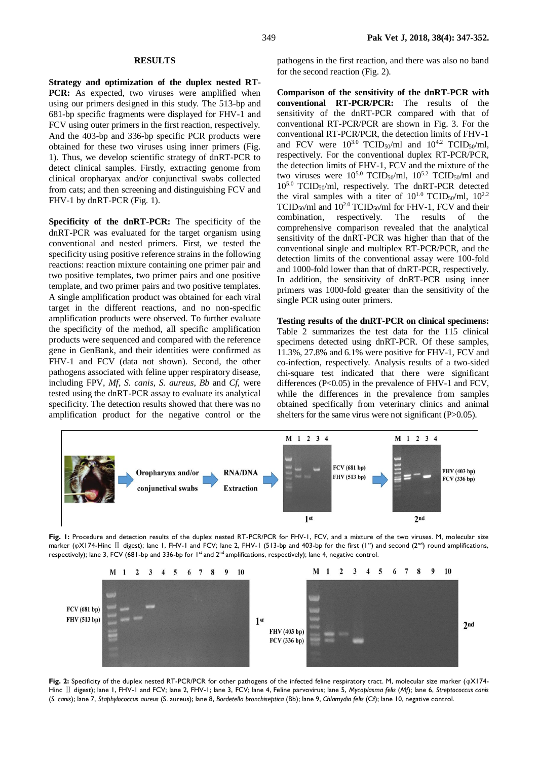## RESULTS

**Strategy and optimization of the duplex nested RT-PCR:** As expected, two viruses were amplified when using our primers designed in this study. The 513-bp and 681-bp specific fragments were displayed for FHV-1 and FCV using outer primers in the first reaction, respectively. And the 403-bp and 336-bp specific PCR products were obtained for these two viruses using inner primers (Fig. 1). Thus, we develop scientific strategy of dnRT-PCR to detect clinical samples. Firstly, extracting genome from clinical oropharyax and/or conjunctival swabs collected from cats; and then screening and distinguishing FCV and FHV-1 by dnRT-PCR (Fig. 1).

**Specificity of the dnRT-PCR:** The specificity of the dnRT-PCR was evaluated for the target organism using conventional and nested primers. First, we tested the specificity using positive reference strains in the following reactions: reaction mixture containing one primer pair and two positive templates, two primer pairs and one positive template, and two primer pairs and two positive templates. A single amplification product was obtained for each viral target in the different reactions, and no non-specific amplification products were observed. To further evaluate the specificity of the method, all specific amplification products were sequenced and compared with the reference gene in GenBank, and their identities were confirmed as FHV-1 and FCV (data not shown). Second, the other pathogens associated with feline upper respiratory disease, including FPV, *Mf*, *S. canis*, *S. aureus*, *Bb* and *Cf*, were tested using the dnRT-PCR assay to evaluate its analytical specificity. The detection results showed that there was no amplification product for the negative control or the pathogens in the first reaction, and there was also no band for the second reaction (Fig. 2).

**Comparison of the sensitivity of the dnRT-PCR with conventional RT-PCR/PCR:** The results of the sensitivity of the dnRT-PCR compared with that of conventional RT-PCR/PCR are shown in Fig. 3. For the conventional RT-PCR/PCR, the detection limits of FHV-1 and FCV were $10^{3.0}$ $TCID_{50}$/ml and $10^{4.2}$ $TCID_{50}$/ml, respectively. For the conventional duplex RT-PCR/PCR, the detection limits of FHV-1, FCV and the mixture of the two viruses were $10^{5.0}$ $TCID_{50}$/ml, $10^{5.2}$ $TCID_{50}$/ml and $10^{5.0}$ $TCID_{50}$/ml, respectively. The dnRT-PCR detected the viral samples with a titer of $10^{1.0}$ $TCID_{50}$/ml, $10^{2.2}$ $TCID_{50}$/ml and $10^{2.0}$ $TCID_{50}$/ml for FHV-1, FCV and their combination, respectively. The results of the comprehensive comparison revealed that the analytical sensitivity of the dnRT-PCR was higher than that of the conventional single and multiplex RT-PCR/PCR, and the detection limits of the conventional assay were 100-fold and 1000-fold lower than that of dnRT-PCR, respectively. In addition, the sensitivity of dnRT-PCR using inner primers was 1000-fold greater than the sensitivity of the single PCR using outer primers.

**Testing results of the dnRT-PCR on clinical specimens:** Table 2 summarizes the test data for the 115 clinical specimens detected using dnRT-PCR. Of these samples, 11.3%, 27.8% and 6.1% were positive for FHV-1, FCV and co-infection, respectively. Analysis results of a two-sided chi-square test indicated that there were significant differences ($P<0.05$) in the prevalence of FHV-1 and FCV, while the differences in the prevalence from samples obtained specifically from veterinary clinics and animal shelters for the same virus were not significant ($P>0.05$).

**Fig. 1:** Procedure and detection results of the duplex nested RT-PCR/PCR for FHV-1, FCV, and a mixture of the two viruses. M, molecular size marker (φX174-Hinc Ⅱ digest); lane 1, FHV-1 and FCV; lane 2, FHV-1 (513-bp and 403-bp for the first (1st) and second (2nd) round amplifications, respectively); lane 3, FCV (681-bp and 336-bp for 1st and 2nd amplifications, respectively); lane 4, negative control.

**Fig. 2:** Specificity of the duplex nested RT-PCR/PCR for other pathogens of the infected feline respiratory tract. M, molecular size marker (φX174-Hinc Ⅱ digest); lane 1, FHV-1 and FCV; lane 2, FHV-1; lane 3, FCV; lane 4, Feline parvovirus; lane 5, *Mycoplasma felis* (*Mf*); lane 6, *Streptococcus canis* (*S. canis*); lane 7, *Staphylococcus aureus* (S. aureus); lane 8, *Bordetella bronchiseptica* (Bb); lane 9, *Chlamydia felis* (Cf); lane 10, negative control.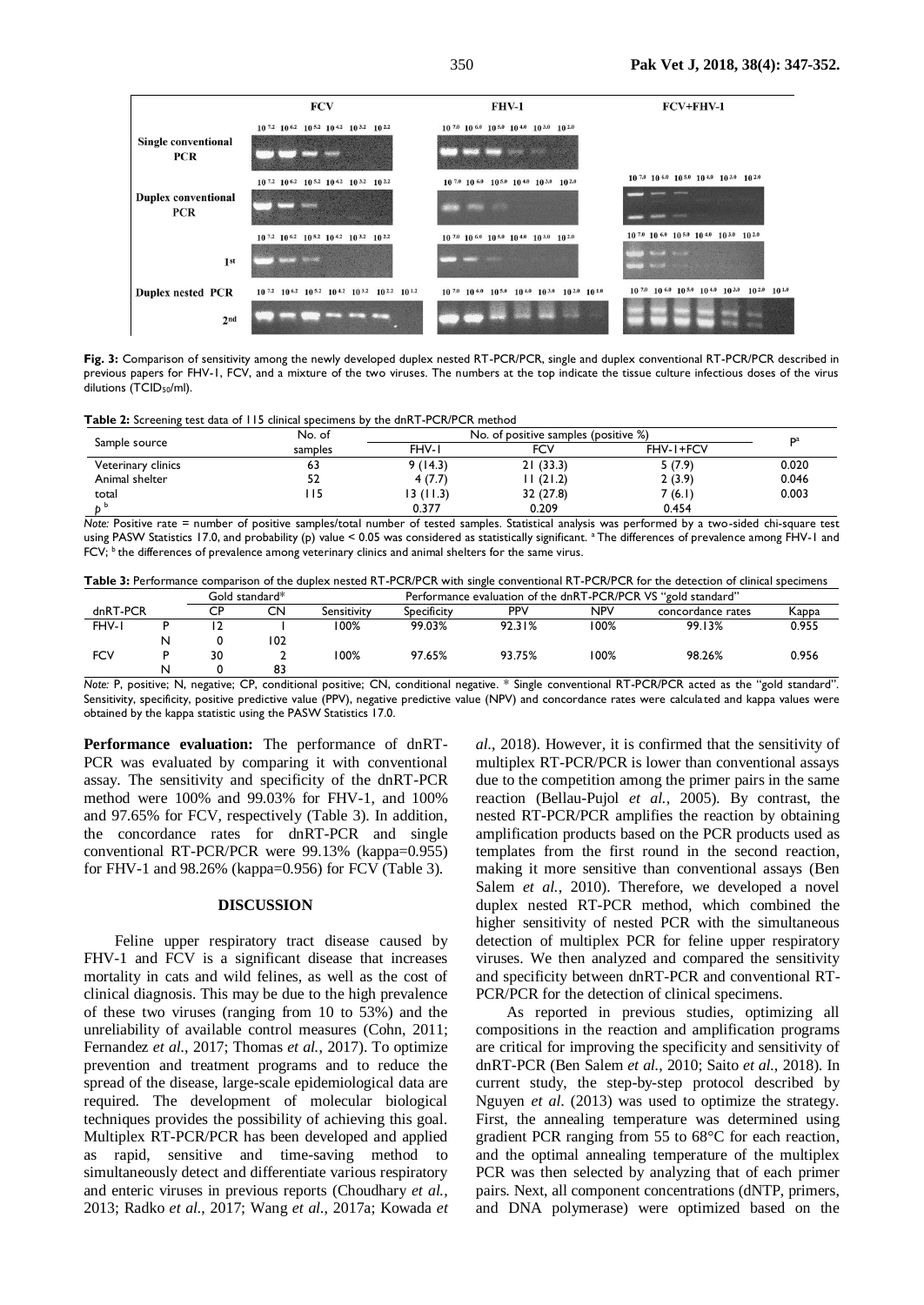**Fig. 3:** Comparison of sensitivity among the newly developed duplex nested RT-PCR/PCR, single and duplex conventional RT-PCR/PCR described in previous papers for FHV-1, FCV, and a mixture of the two viruses. The numbers at the top indicate the tissue culture infectious doses of the virus dilutions ($TCID_{50}$/ml).

**Table 2:** Screening test data of 115 clinical specimens by the dnRT-PCR/PCR method

| Sample source | No. of samples | No. of positive samples (positive %) | | | P[a] |
|---|---|---|---|---|---|
| | | FHV-1 | FCV | FHV-1+FCV | |
| Veterinary clinics | 63 | 9 (14.3) | 21 (33.3) | 5 (7.9) | 0.020 |
| Animal shelter | 52 | 4 (7.7) | 11 (21.2) | 2 (3.9) | 0.046 |
| total | 115 | 13 (11.3) | 32 (27.8) | 7 (6.1) | 0.003 |
| p[b] | | 0.377 | 0.209 | 0.454 | |

*Note:* Positive rate = number of positive samples/total number of tested samples. Statistical analysis was performed by a two-sided chi-square test using PASW Statistics 17.0, and probability (p) value < 0.05 was considered as statistically significant. [a] The differences of prevalence among FHV-1 and FCV; [b] the differences of prevalence among veterinary clinics and animal shelters for the same virus.

**Table 3:** Performance comparison of the duplex nested RT-PCR/PCR with single conventional RT-PCR/PCR for the detection of clinical specimens

| dnRT-PCR | | Gold standard* | | Performance evaluation of the dnRT-PCR/PCR VS "gold standard" | | | | | |
|---|---|---|---|---|---|---|---|---|---|
| | | CP | CN | Sensitivity | Specificity | PPV | NPV | concordance rates | Kappa |
| FHV-1 | P | 12 | 1 | 100% | 99.03% | 92.31% | 100% | 99.13% | 0.955 |
| | N | 0 | 102 | | | | | | |
| FCV | P | 30 | 2 | 100% | 97.65% | 93.75% | 100% | 98.26% | 0.956 |
| | N | 0 | 83 | | | | | | |

*Note:* P, positive; N, negative; CP, conditional positive; CN, conditional negative. * Single conventional RT-PCR/PCR acted as the "gold standard". Sensitivity, specificity, positive predictive value (PPV), negative predictive value (NPV) and concordance rates were calculated and kappa values were obtained by the kappa statistic using the PASW Statistics 17.0.

**Performance evaluation:** The performance of dnRT-PCR was evaluated by comparing it with conventional assay. The sensitivity and specificity of the dnRT-PCR method were 100% and 99.03% for FHV-1, and 100% and 97.65% for FCV, respectively (Table 3). In addition, the concordance rates for dnRT-PCR and single conventional RT-PCR/PCR were 99.13% (kappa=0.955) for FHV-1 and 98.26% (kappa=0.956) for FCV (Table 3).

## DISCUSSION

Feline upper respiratory tract disease caused by FHV-1 and FCV is a significant disease that increases mortality in cats and wild felines, as well as the cost of clinical diagnosis. This may be due to the high prevalence of these two viruses (ranging from 10 to 53%) and the unreliability of available control measures (Cohn, 2011; Fernandez *et al.*, 2017; Thomas *et al.*, 2017). To optimize prevention and treatment programs and to reduce the spread of the disease, large-scale epidemiological data are required. The development of molecular biological techniques provides the possibility of achieving this goal. Multiplex RT-PCR/PCR has been developed and applied as rapid, sensitive and time-saving method to simultaneously detect and differentiate various respiratory and enteric viruses in previous reports (Choudhary *et al.*, 2013; Radko *et al.*, 2017; Wang *et al.*, 2017a; Kowada *et al.*, 2018). However, it is confirmed that the sensitivity of multiplex RT-PCR/PCR is lower than conventional assays due to the competition among the primer pairs in the same reaction (Bellau-Pujol *et al.*, 2005). By contrast, the nested RT-PCR/PCR amplifies the reaction by obtaining amplification products based on the PCR products used as templates from the first round in the second reaction, making it more sensitive than conventional assays (Ben Salem *et al.*, 2010). Therefore, we developed a novel duplex nested RT-PCR method, which combined the higher sensitivity of nested PCR with the simultaneous detection of multiplex PCR for feline upper respiratory viruses. We then analyzed and compared the sensitivity and specificity between dnRT-PCR and conventional RT-PCR/PCR for the detection of clinical specimens.

As reported in previous studies, optimizing all compositions in the reaction and amplification programs are critical for improving the specificity and sensitivity of dnRT-PCR (Ben Salem *et al.*, 2010; Saito *et al.*, 2018). In current study, the step-by-step protocol described by Nguyen *et al.* (2013) was used to optimize the strategy. First, the annealing temperature was determined using gradient PCR ranging from 55 to 68°C for each reaction, and the optimal annealing temperature of the multiplex PCR was then selected by analyzing that of each primer pairs. Next, all component concentrations (dNTP, primers, and DNA polymerase) were optimized based on the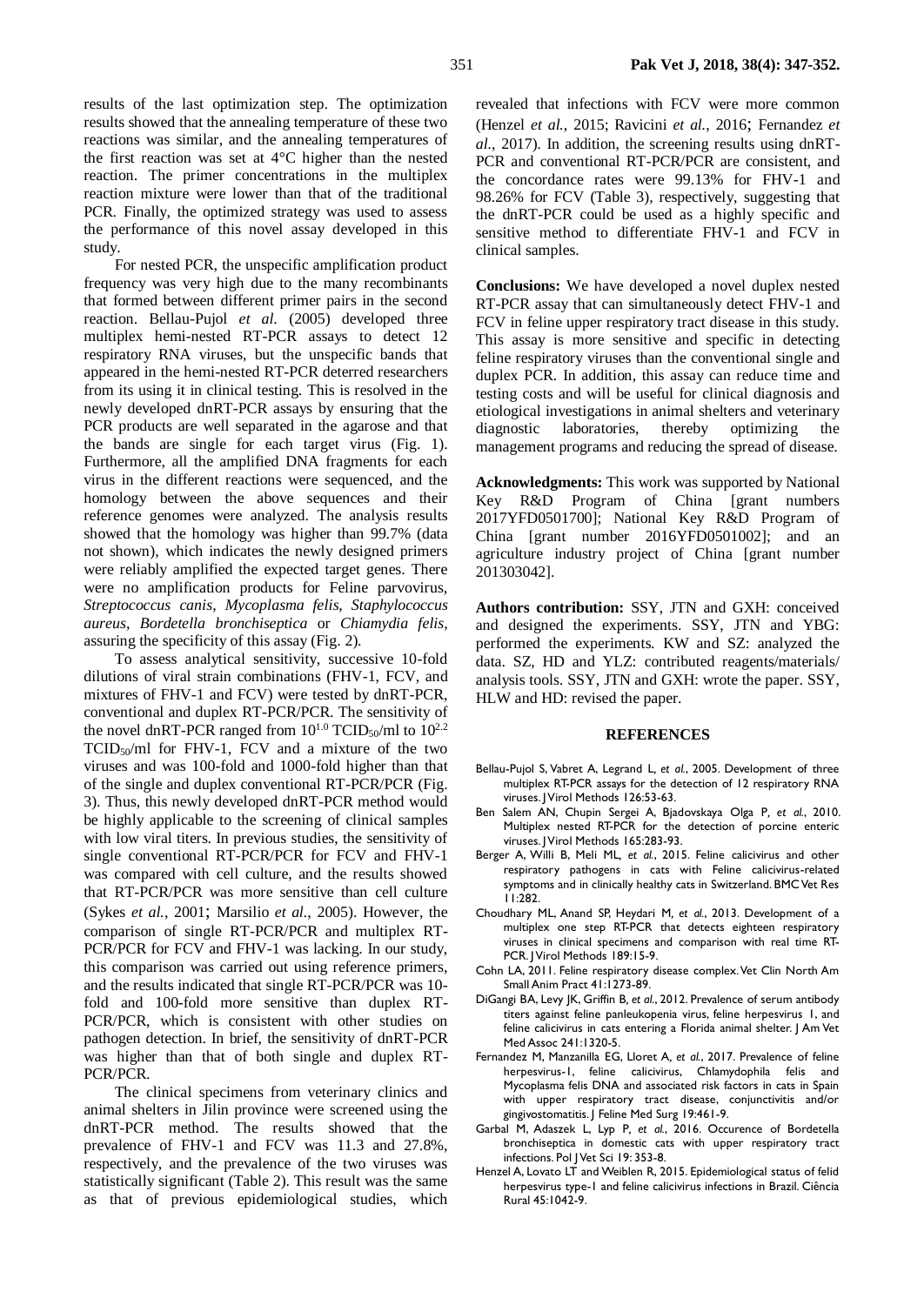results of the last optimization step. The optimization results showed that the annealing temperature of these two reactions was similar, and the annealing temperatures of the first reaction was set at 4°C higher than the nested reaction. The primer concentrations in the multiplex reaction mixture were lower than that of the traditional PCR. Finally, the optimized strategy was used to assess the performance of this novel assay developed in this study.

For nested PCR, the unspecific amplification product frequency was very high due to the many recombinants that formed between different primer pairs in the second reaction. Bellau-Pujol *et al.* (2005) developed three multiplex hemi-nested RT-PCR assays to detect 12 respiratory RNA viruses, but the unspecific bands that appeared in the hemi-nested RT-PCR deterred researchers from its using it in clinical testing. This is resolved in the newly developed dnRT-PCR assays by ensuring that the PCR products are well separated in the agarose and that the bands are single for each target virus (Fig. 1). Furthermore, all the amplified DNA fragments for each virus in the different reactions were sequenced, and the homology between the above sequences and their reference genomes were analyzed. The analysis results showed that the homology was higher than 99.7% (data not shown), which indicates the newly designed primers were reliably amplified the expected target genes. There were no amplification products for Feline parvovirus, *Streptococcus canis*, *Mycoplasma felis*, *Staphylococcus aureus*, *Bordetella bronchiseptica* or *Chiamydia felis*, assuring the specificity of this assay (Fig. 2).

To assess analytical sensitivity, successive 10-fold dilutions of viral strain combinations (FHV-1, FCV, and mixtures of FHV-1 and FCV) were tested by dnRT-PCR, conventional and duplex RT-PCR/PCR. The sensitivity of the novel dnRT-PCR ranged from $10^{1.0}$ $TCID_{50}$/ml to $10^{2.2}$ $TCID_{50}$/ml for FHV-1, FCV and a mixture of the two viruses and was 100-fold and 1000-fold higher than that of the single and duplex conventional RT-PCR/PCR (Fig. 3). Thus, this newly developed dnRT-PCR method would be highly applicable to the screening of clinical samples with low viral titers. In previous studies, the sensitivity of single conventional RT-PCR/PCR for FCV and FHV-1 was compared with cell culture, and the results showed that RT-PCR/PCR was more sensitive than cell culture (Sykes *et al.*, 2001; Marsilio *et al*., 2005). However, the comparison of single RT-PCR/PCR and multiplex RT-PCR/PCR for FCV and FHV-1 was lacking. In our study, this comparison was carried out using reference primers, and the results indicated that single RT-PCR/PCR was 10-fold and 100-fold more sensitive than duplex RT-PCR/PCR, which is consistent with other studies on pathogen detection. In brief, the sensitivity of dnRT-PCR was higher than that of both single and duplex RT-PCR/PCR.

The clinical specimens from veterinary clinics and animal shelters in Jilin province were screened using the dnRT-PCR method. The results showed that the prevalence of FHV-1 and FCV was 11.3 and 27.8%, respectively, and the prevalence of the two viruses was statistically significant (Table 2). This result was the same as that of previous epidemiological studies, which revealed that infections with FCV were more common (Henzel *et al.*, 2015; Ravicini *et al.*, 2016; Fernandez *et al*., 2017). In addition, the screening results using dnRT-PCR and conventional RT-PCR/PCR are consistent, and the concordance rates were 99.13% for FHV-1 and 98.26% for FCV (Table 3), respectively, suggesting that the dnRT-PCR could be used as a highly specific and sensitive method to differentiate FHV-1 and FCV in clinical samples.

**Conclusions:** We have developed a novel duplex nested RT-PCR assay that can simultaneously detect FHV-1 and FCV in feline upper respiratory tract disease in this study. This assay is more sensitive and specific in detecting feline respiratory viruses than the conventional single and duplex PCR. In addition, this assay can reduce time and testing costs and will be useful for clinical diagnosis and etiological investigations in animal shelters and veterinary diagnostic laboratories, thereby optimizing the management programs and reducing the spread of disease.

**Acknowledgments:** This work was supported by National Key R&D Program of China [grant numbers 2017YFD0501700]; National Key R&D Program of China [grant number 2016YFD0501002]; and an agriculture industry project of China [grant number 201303042].

**Authors contribution:** SSY, JTN and GXH: conceived and designed the experiments. SSY, JTN and YBG: performed the experiments. KW and SZ: analyzed the data. SZ, HD and YLZ: contributed reagents/materials/ analysis tools. SSY, JTN and GXH: wrote the paper. SSY, HLW and HD: revised the paper.

## REFERENCES

- Bellau-Pujol S, Vabret A, Legrand L, *et al.*, 2005. Development of three multiplex RT-PCR assays for the detection of 12 respiratory RNA viruses. J Virol Methods 126:53-63.
- Ben Salem AN, Chupin Sergei A, Bjadovskaya Olga P, *et al.*, 2010. Multiplex nested RT-PCR for the detection of porcine enteric viruses. J Virol Methods 165:283-93.
- Berger A, Willi B, Meli ML, *et al.*, 2015. Feline calicivirus and other respiratory pathogens in cats with Feline calicivirus-related symptoms and in clinically healthy cats in Switzerland. BMC Vet Res 11:282.
- Choudhary ML, Anand SP, Heydari M, *et al.*, 2013. Development of a multiplex one step RT-PCR that detects eighteen respiratory viruses in clinical specimens and comparison with real time RT-PCR. J Virol Methods 189:15-9.
- Cohn LA, 2011. Feline respiratory disease complex. Vet Clin North Am Small Anim Pract 41:1273-89.
- DiGangi BA, Levy JK, Griffin B, *et al.*, 2012. Prevalence of serum antibody titers against feline panleukopenia virus, feline herpesvirus 1, and feline calicivirus in cats entering a Florida animal shelter. J Am Vet Med Assoc 241:1320-5.
- Fernandez M, Manzanilla EG, Lloret A, *et al.*, 2017. Prevalence of feline herpesvirus-1, feline calicivirus, Chlamydophila felis and Mycoplasma felis DNA and associated risk factors in cats in Spain with upper respiratory tract disease, conjunctivitis and/or gingivostomatitis. J Feline Med Surg 19:461-9.
- Garbal M, Adaszek L, Lyp P, *et al.*, 2016. Occurence of Bordetella bronchiseptica in domestic cats with upper respiratory tract infections. Pol J Vet Sci 19: 353-8.
- Henzel A, Lovato LT and Weiblen R, 2015. Epidemiological status of felid herpesvirus type-1 and feline calicivirus infections in Brazil. Ciência Rural 45:1042-9.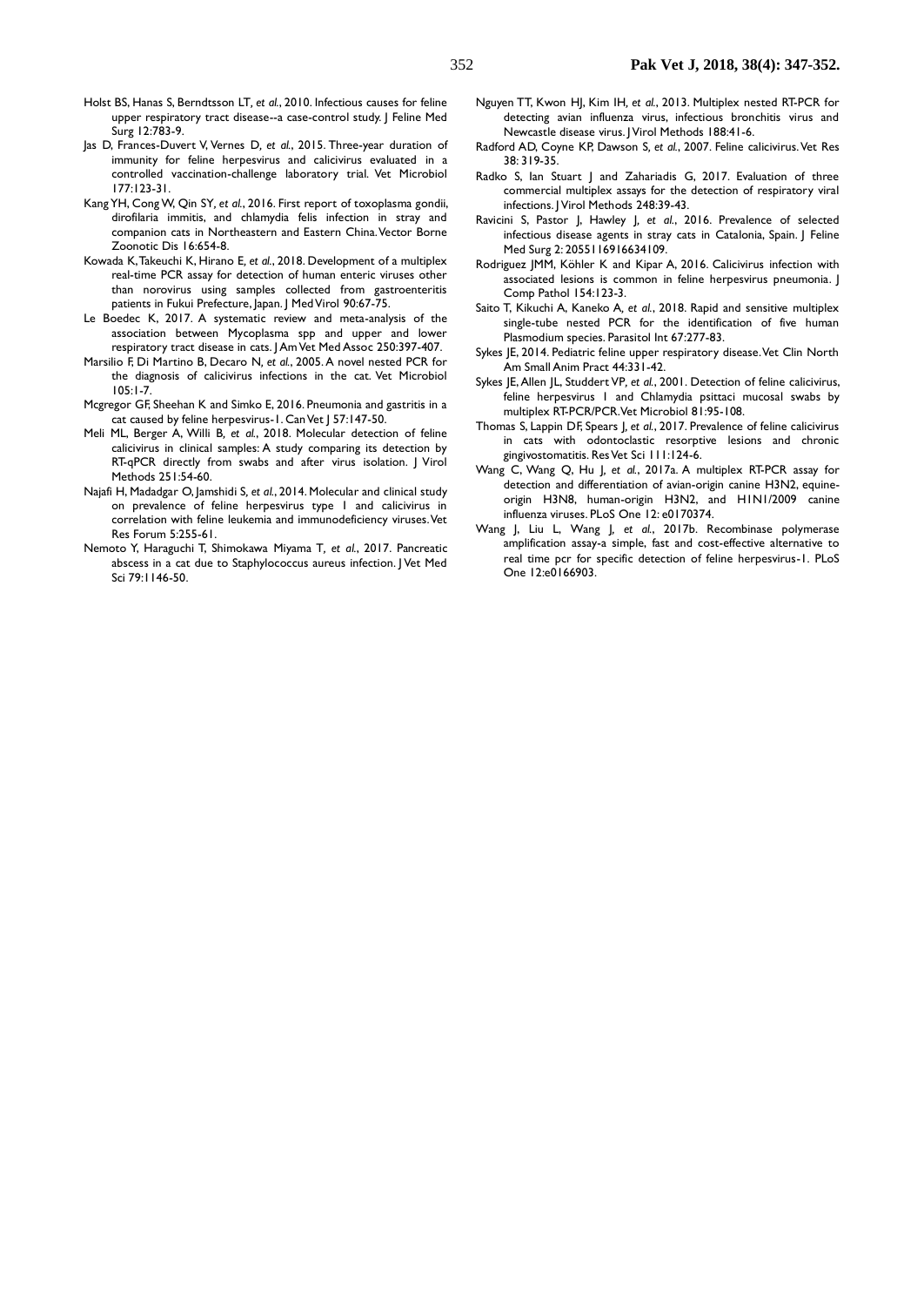Holst BS, Hanas S, Berndtsson LT, *et al.*, 2010. Infectious causes for feline upper respiratory tract disease--a case-control study. J Feline Med Surg 12:783-9.

Jas D, Frances-Duvert V, Vernes D, *et al.*, 2015. Three-year duration of immunity for feline herpesvirus and calicivirus evaluated in a controlled vaccination-challenge laboratory trial. Vet Microbiol 177:123-31.

Kang YH, Cong W, Qin SY, *et al.*, 2016. First report of toxoplasma gondii, dirofilaria immitis, and chlamydia felis infection in stray and companion cats in Northeastern and Eastern China. Vector Borne Zoonotic Dis 16:654-8.

Kowada K, Takeuchi K, Hirano E, *et al.*, 2018. Development of a multiplex real-time PCR assay for detection of human enteric viruses other than norovirus using samples collected from gastroenteritis patients in Fukui Prefecture, Japan. J Med Virol 90:67-75.

Le Boedec K, 2017. A systematic review and meta-analysis of the association between Mycoplasma spp and upper and lower respiratory tract disease in cats. J Am Vet Med Assoc 250:397-407.

Marsilio F, Di Martino B, Decaro N, *et al.*, 2005. A novel nested PCR for the diagnosis of calicivirus infections in the cat. Vet Microbiol 105:1-7.

Mcgregor GF, Sheehan K and Simko E, 2016. Pneumonia and gastritis in a cat caused by feline herpesvirus-1. Can Vet J 57:147-50.

Meli ML, Berger A, Willi B, *et al.*, 2018. Molecular detection of feline calicivirus in clinical samples: A study comparing its detection by RT-qPCR directly from swabs and after virus isolation. J Virol Methods 251:54-60.

Najafi H, Madadgar O, Jamshidi S, *et al.*, 2014. Molecular and clinical study on prevalence of feline herpesvirus type 1 and calicivirus in correlation with feline leukemia and immunodeficiency viruses. Vet Res Forum 5:255-61.

Nemoto Y, Haraguchi T, Shimokawa Miyama T, *et al.*, 2017. Pancreatic abscess in a cat due to Staphylococcus aureus infection. J Vet Med Sci 79:1146-50.

Nguyen TT, Kwon HJ, Kim IH, *et al.*, 2013. Multiplex nested RT-PCR for detecting avian influenza virus, infectious bronchitis virus and Newcastle disease virus. J Virol Methods 188:41-6.

Radford AD, Coyne KP, Dawson S, *et al.*, 2007. Feline calicivirus. Vet Res 38: 319-35.

Radko S, Ian Stuart J and Zahariadis G, 2017. Evaluation of three commercial multiplex assays for the detection of respiratory viral infections. J Virol Methods 248:39-43.

Ravicini S, Pastor J, Hawley J, *et al.*, 2016. Prevalence of selected infectious disease agents in stray cats in Catalonia, Spain. J Feline Med Surg 2: 2055116916634109.

Rodriguez JMM, Köhler K and Kipar A, 2016. Calicivirus infection with associated lesions is common in feline herpesvirus pneumonia. J Comp Pathol 154:123-3.

Saito T, Kikuchi A, Kaneko A, *et al.*, 2018. Rapid and sensitive multiplex single-tube nested PCR for the identification of five human Plasmodium species. Parasitol Int 67:277-83.

Sykes JE, 2014. Pediatric feline upper respiratory disease. Vet Clin North Am Small Anim Pract 44:331-42.

Sykes JE, Allen JL, Studdert VP, *et al.*, 2001. Detection of feline calicivirus, feline herpesvirus 1 and Chlamydia psittaci mucosal swabs by multiplex RT-PCR/PCR. Vet Microbiol 81:95-108.

Thomas S, Lappin DF, Spears J, *et al.*, 2017. Prevalence of feline calicivirus in cats with odontoclastic resorptive lesions and chronic gingivostomatitis. Res Vet Sci 111:124-6.

Wang C, Wang Q, Hu J, *et al.*, 2017a. A multiplex RT-PCR assay for detection and differentiation of avian-origin canine H3N2, equine-origin H3N8, human-origin H3N2, and H1N1/2009 canine influenza viruses. PLoS One 12: e0170374.

Wang J, Liu L, Wang J, *et al.*, 2017b. Recombinase polymerase amplification assay-a simple, fast and cost-effective alternative to real time pcr for specific detection of feline herpesvirus-1. PLoS One 12:e0166903.